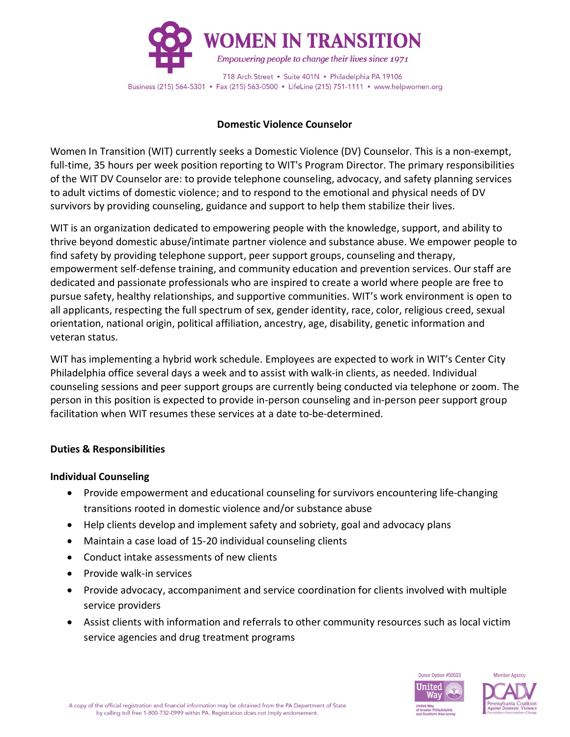# WOMEN IN TRANSITION

*Empowering people to change their lives since 1971*

718 Arch Street • Suite 401N • Philadelphia PA 19106
Business (215) 564-5301 • Fax (215) 563-0500 • LifeLine (215) 751-1111 • www.helpwomen.org

## Domestic Violence Counselor

Women In Transition (WIT) currently seeks a Domestic Violence (DV) Counselor. This is a non-exempt, full-time, 35 hours per week position reporting to WIT's Program Director. The primary responsibilities of the WIT DV Counselor are: to provide telephone counseling, advocacy, and safety planning services to adult victims of domestic violence; and to respond to the emotional and physical needs of DV survivors by providing counseling, guidance and support to help them stabilize their lives.

WIT is an organization dedicated to empowering people with the knowledge, support, and ability to thrive beyond domestic abuse/intimate partner violence and substance abuse. We empower people to find safety by providing telephone support, peer support groups, counseling and therapy, empowerment self-defense training, and community education and prevention services. Our staff are dedicated and passionate professionals who are inspired to create a world where people are free to pursue safety, healthy relationships, and supportive communities. WIT's work environment is open to all applicants, respecting the full spectrum of sex, gender identity, race, color, religious creed, sexual orientation, national origin, political affiliation, ancestry, age, disability, genetic information and veteran status.

WIT has implementing a hybrid work schedule. Employees are expected to work in WIT's Center City Philadelphia office several days a week and to assist with walk-in clients, as needed. Individual counseling sessions and peer support groups are currently being conducted via telephone or zoom. The person in this position is expected to provide in-person counseling and in-person peer support group facilitation when WIT resumes these services at a date to-be-determined.

### Duties & Responsibilities

**Individual Counseling**

- Provide empowerment and educational counseling for survivors encountering life-changing transitions rooted in domestic violence and/or substance abuse
- Help clients develop and implement safety and sobriety, goal and advocacy plans
- Maintain a case load of 15-20 individual counseling clients
- Conduct intake assessments of new clients
- Provide walk-in services
- Provide advocacy, accompaniment and service coordination for clients involved with multiple service providers
- Assist clients with information and referrals to other community resources such as local victim service agencies and drug treatment programs

A copy of the official registration and financial information may be obtained from the PA Department of State by calling toll free 1-800-732-0999 within PA. Registration does not imply endorsement.

Donor Option #00533 — United Way of Greater Philadelphia and Southern New Jersey

Member Agency — PCADV Pennsylvania Coalition Against Domestic Violence — Prevention • Intervention • Change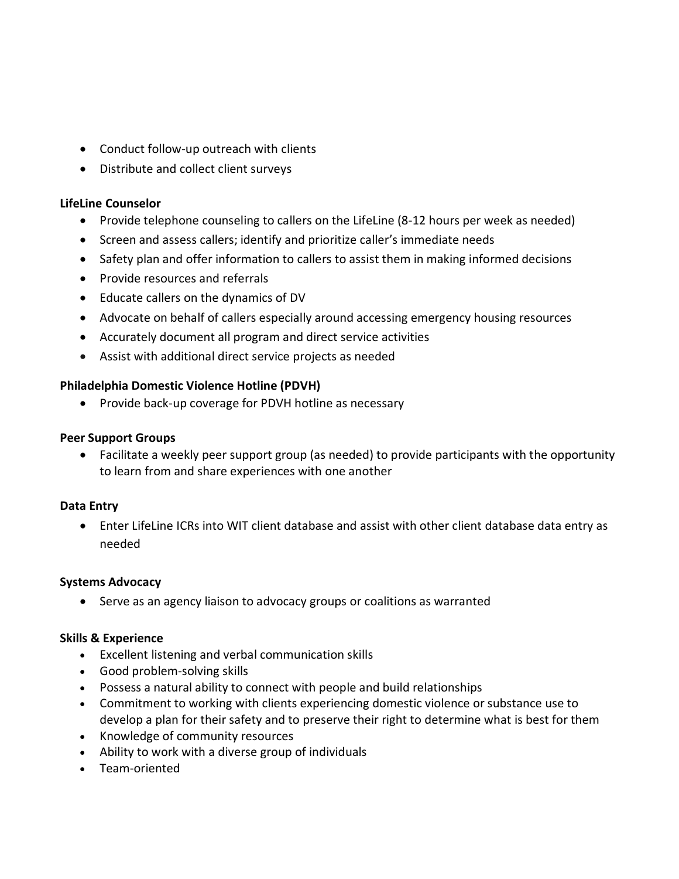- Conduct follow-up outreach with clients
- Distribute and collect client surveys

**LifeLine Counselor**

- Provide telephone counseling to callers on the LifeLine (8-12 hours per week as needed)
- Screen and assess callers; identify and prioritize caller's immediate needs
- Safety plan and offer information to callers to assist them in making informed decisions
- Provide resources and referrals
- Educate callers on the dynamics of DV
- Advocate on behalf of callers especially around accessing emergency housing resources
- Accurately document all program and direct service activities
- Assist with additional direct service projects as needed

**Philadelphia Domestic Violence Hotline (PDVH)**

- Provide back-up coverage for PDVH hotline as necessary

**Peer Support Groups**

- Facilitate a weekly peer support group (as needed) to provide participants with the opportunity to learn from and share experiences with one another

**Data Entry**

- Enter LifeLine ICRs into WIT client database and assist with other client database data entry as needed

**Systems Advocacy**

- Serve as an agency liaison to advocacy groups or coalitions as warranted

**Skills & Experience**

- Excellent listening and verbal communication skills
- Good problem-solving skills
- Possess a natural ability to connect with people and build relationships
- Commitment to working with clients experiencing domestic violence or substance use to develop a plan for their safety and to preserve their right to determine what is best for them
- Knowledge of community resources
- Ability to work with a diverse group of individuals
- Team-oriented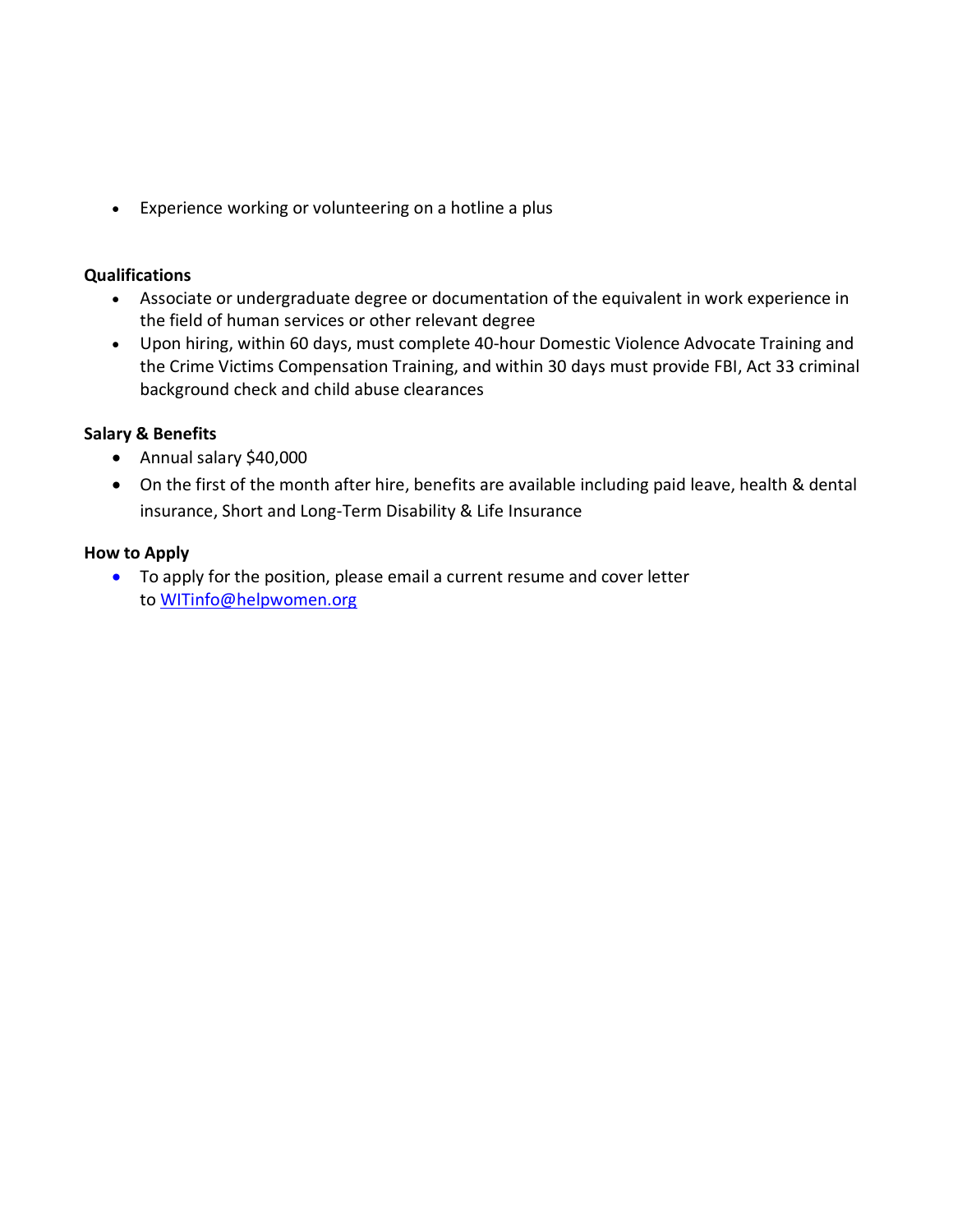- Experience working or volunteering on a hotline a plus

**Qualifications**

- Associate or undergraduate degree or documentation of the equivalent in work experience in the field of human services or other relevant degree
- Upon hiring, within 60 days, must complete 40-hour Domestic Violence Advocate Training and the Crime Victims Compensation Training, and within 30 days must provide FBI, Act 33 criminal background check and child abuse clearances

**Salary & Benefits**

- Annual salary $40,000
- On the first of the month after hire, benefits are available including paid leave, health & dental insurance, Short and Long-Term Disability & Life Insurance

**How to Apply**

- To apply for the position, please email a current resume and cover letter to WITinfo@helpwomen.org